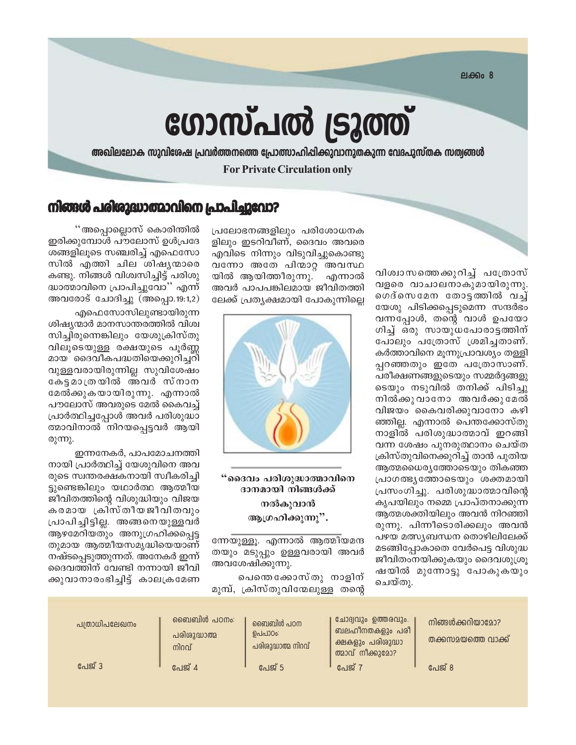ലക്കം 8

# ഗോസ്പൽ ട്രൂത്ത്

**അഖിലലോക സുവിശേഷ പ്രവർത്തനത്തെ പ്രോത്സാഹിപ്പിക്കുവാനുതകുന്ന വേദപുസ്തക സത്യങ്ങൾ**

**For Private Circulation only**

## നിങ്ങൾ പരിശുദ്ധാത്മാവിനെ പ്രാപിച്ചുവോ?

''അപ്പൊല്ലോസ് കൊരിന്തിൽ ഇരിക്കുമ്പോൾ പൗലോസ് ഉൾപ്രദേശങ്ങളിലൂടെ സഞ്ചരിച്ച് എഫെസോസിൽ എത്തി ചില ശിഷ്യന്മാരെ കണ്ടു. നിങ്ങൾ വിശ്വസിച്ചിട്ട് പരിശുദ്ധാത്മാവിനെ പ്രാപിച്ചുവോ'' എന്ന് അവരോട് ചോദിച്ചു (അപ്പൊ.19:1,2)

എഫെസോസിലുണ്ടായിരുന്ന ശിഷ്യന്മാർ മാനസാന്തരത്തിൽ വിശ്വസിച്ചിരുന്നെങ്കിലും യേശുക്രിസ്തുവിലൂടെയുള്ള രക്ഷയുടെ പൂർണ്ണമായ ദൈവീകപദ്ധതിയെക്കുറിച്ചറിവുള്ളവരായിരുന്നില്ല സുവിശേഷം കേട്ടമാത്രയിൽ അവർ സ്നാനമേൽക്കുകയായിരുന്നു. എന്നാൽ പൗലോസ് അവരുടെ മേൽ കൈവച്ച് പ്രാർത്ഥിച്ചപ്പോൾ അവർ പരിശുദ്ധാത്മാവിനാൽ നിറയപ്പെട്ടവർ ആയിരുന്നു.

ഇന്നനേകർ, പാപമോചനത്തിനായി പ്രാർത്ഥിച്ച് യേശുവിനെ അവരുടെ സ്വന്തരക്ഷകനായി സ്വീകരിച്ചിട്ടുണ്ടെങ്കിലും യഥാർത്ഥ ആത്മീയ ജീവിതത്തിന്റെ വിശുദ്ധിയും വിജയകരമായ ക്രിസ്തീയജീവിതവും പ്രാപിച്ചിട്ടില്ല. അങ്ങനെയുള്ളവർ ആഴമേറിയതും അനുഗ്രഹിക്കപ്പെട്ടതുമായ ആത്മീയസമൃദ്ധിയെയാണ് നഷ്ടപ്പെടുത്തുന്നത്. അനേകർ ഇന്ന് ദൈവത്തിന് വേണ്ടി നന്നായി ജീവിക്കുവാനാരംഭിച്ചിട്ട് കാലക്രമേണ പ്രലോഭനങ്ങളിലും പരിശോധനകളിലും ഇടറിവീണ്, ദൈവം അവരെ എവിടെ നിന്നും വിടുവിച്ചുകൊണ്ടുവന്നോ അതേ പിന്മാറ്റ അവസ്ഥയിൽ ആയിത്തീരുന്നു. എന്നാൽ അവർ പാപപങ്കിലമായ ജീവിതത്തിലേക്ക് പ്രത്യക്ഷമായി പോകുന്നില്ലെന്നേയുള്ളൂ. എന്നാൽ ആത്മീയമന്ദതയും മടുപ്പും ഉള്ളവരായി അവർ അവശേഷിക്കുന്നു.

**''ദൈവം പരിശുദ്ധാത്മാവിനെ ദാനമായി നിങ്ങൾക്ക് നൽകുവാൻ ആഗ്രഹിക്കുന്നു''.**

പെന്തെക്കോസ്തു നാളിന് മുമ്പ്, ക്രിസ്തുവിന്മേലുള്ള തന്റെ വിശ്വാസത്തെക്കുറിച്ച് പത്രോസ് വളരെ വാചാലനാകുമായിരുന്നു. ഗെദ്സെമന തോട്ടത്തിൽ വച്ച് യേശു പിടിക്കപ്പെടുമെന്ന സന്ദർഭം വന്നപ്പോൾ, തന്റെ വാൾ ഉപയോഗിച്ച് ഒരു സായുധപോരാട്ടത്തിന് പോലും പത്രോസ് ശ്രമിച്ചതാണ്. കർത്താവിനെ മൂന്നുപ്രാവശ്യം തള്ളിപ്പറഞ്ഞതും ഇതേ പത്രോസാണ്. പരീക്ഷണങ്ങളുടെയും സമ്മർദ്ദങ്ങളുടെയും നടുവിൽ തനിക്ക് പിടിച്ചു നിൽക്കുവാനോ അവർക്കു മേൽ വിജയം കൈവരിക്കുവാനോ കഴിഞ്ഞില്ല. എന്നാൽ പെന്തക്കോസ്തു നാളിൽ പരിശുദ്ധാത്മാവ് ഇറങ്ങി വന്ന ശേഷം പുനരുത്ഥാനം ചെയ്ത ക്രിസ്തുവിനെക്കുറിച്ച് താൻ പുതിയ ആത്മധൈര്യത്തോടെയും തികഞ്ഞ പ്രാഗത്ഭ്യത്തോടെയും ശക്തമായി പ്രസംഗിച്ചു. പരിശുദ്ധാത്മാവിന്റെ കൃപയിലും നമ്മെ പ്രാപ്തനാക്കുന്ന ആത്മശക്തിയിലും അവൻ നിറഞ്ഞിരുന്നു. പിന്നീടൊരിക്കലും അവൻ പഴയ മത്സ്യബന്ധന തൊഴിലിലേക്ക് മടങ്ങിപ്പോകാതെ വേർപെട്ട വിശുദ്ധ ജീവിതംനയിക്കുകയും ദൈവശുശ്രൂഷയിൽ മുന്നോട്ടു പോകുകയും ചെയ്തു.

| പത്രാധിപലേഖനം | ബൈബിൾ പഠനം: പരിശുദ്ധാത്മ നിറവ് | ബൈബിൾ പഠന ഉപപാഠം: പരിശുദ്ധാത്മ നിറവ് | ചോദ്യവും ഉത്തരവും. ബലഹീനതകളും പരീക്ഷകളും പരിശുദ്ധാത്മാവ് നീക്കുമോ? | നിങ്ങൾക്കറിയാമോ? തക്കസമയത്തെ വാക്ക് |
|---|---|---|---|---|
| പേജ് 3 | പേജ് 4 | പേജ് 5 | പേജ് 7 | പേജ് 8 |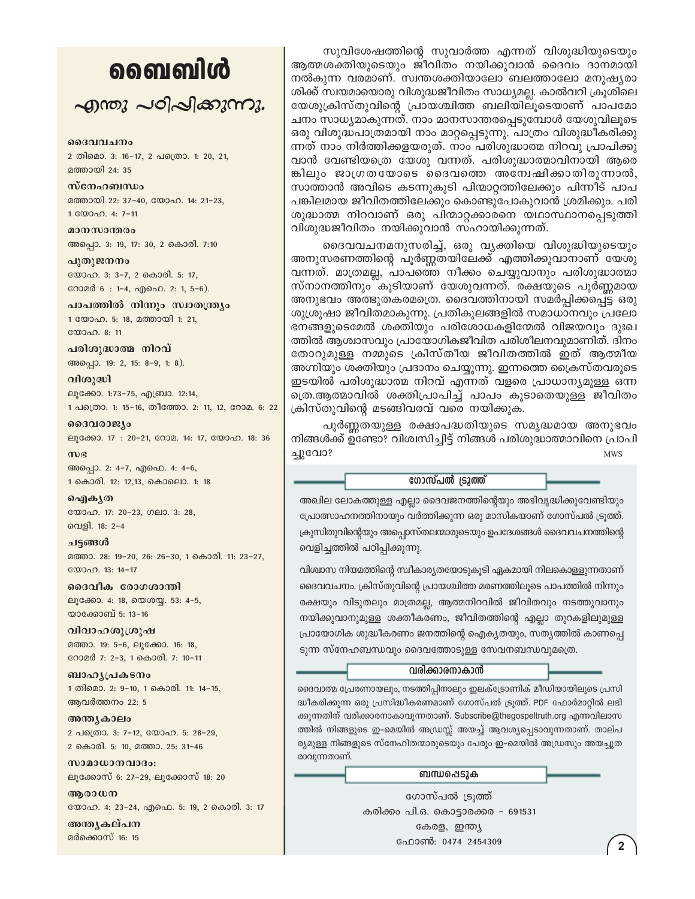# ബൈബിൾ

## എന്തു പഠിപ്പിക്കുന്നു.

**ദൈവവചനം**
2 തിമൊ. 3: 16–17, 2 പത്രൊ. 1: 20, 21, മത്തായി 24: 35

**സ്നേഹബന്ധം**
മത്തായി 22: 37–40, യോഹ. 14: 21–23, 1 യോഹ. 4: 7–11

**മാനസാന്തരം**
അപ്പൊ. 3: 19, 17: 30, 2 കൊരി. 7:10

**പുതുജനനം**
യോഹ. 3: 3–7, 2 കൊരി. 5: 17, റോമർ 6 : 1–4, എഫെ. 2: 1, 5–6).

**പാപത്തിൽ നിന്നും സ്വാതന്ത്ര്യം**
1 യോഹ. 5: 18, മത്തായി 1: 21, യോഹ. 8: 11

**പരിശുദ്ധാത്മ നിറവ്**
അപ്പൊ. 19: 2, 15: 8–9, 1: 8).

**വിശുദ്ധി**
ലൂക്കോ. 1:73–75, എബ്രാ. 12:14, 1 പത്രൊ. 1: 15–16, തീത്തോ. 2: 11, 12, റോമ. 6: 22

**ദൈവരാജ്യം**
ലൂക്കോ. 17 : 20–21, റോമ. 14: 17, യോഹ. 18: 36

**സഭ**
അപ്പൊ. 2: 4–7, എഫെ. 4: 4–6, 1 കൊരി. 12: 12,13, കൊലൊ. 1: 18

**ഐകൃത**
യോഹ. 17: 20–23, ഗലാ. 3: 28, വെളി. 18: 2–4

**ചട്ടങ്ങൾ**
മത്താ. 28: 19–20, 26: 26–30, 1 കൊരി. 11: 23–27, യോഹ. 13: 14–17

**ദൈവീക രോഗശാന്തി**
ലൂക്കോ. 4: 18, യെശയ്യ. 53: 4–5, യാക്കോബ് 5: 13–16

**വിവാഹശുശ്രൂഷ**
മത്താ. 19: 5–6, ലൂക്കോ. 16: 18, റോമർ 7: 2–3, 1 കൊരി. 7: 10–11

**ബാഹ്യപ്രകടനം**
1 തിമൊ. 2: 9–10, 1 കൊരി. 11: 14–15, ആവർത്തനം 22: 5

**അന്ത്യകാലം**
2 പത്രൊ. 3: 7–12, യോഹ. 5: 28–29, 2 കൊരി. 5: 10, മത്താ. 25: 31–46

**സാമാധാനവാദം:**
ലൂക്കോസ് 6: 27–29, ലൂക്കോസ് 18: 20

**ആരാധന**
യോഹ. 4: 23–24, എഫെ. 5: 19, 2 കൊരി. 3: 17

**അന്ത്യകല്പന**
മർക്കൊസ് 16: 15

സുവിശേഷത്തിന്റെ സുവാർത്ത എന്നത് വിശുദ്ധിയുടെയും ആത്മശക്തിയുടെയും ജീവിതം നയിക്കുവാൻ ദൈവം ദാനമായി നൽകുന്ന വരമാണ്. സ്വന്തശക്തിയാലോ ബലത്താലോ മനുഷ്യരാശിക്ക് സ്വയമായൊരു വിശുദ്ധജീവിതം സാധ്യമല്ല. കാൽവറി ക്രൂശിലെ യേശുക്രിസ്തുവിന്റെ പ്രായശ്ചിത്ത ബലിയിലൂടെയാണ് പാപമോചനം സാധ്യമാകുന്നത്. നാം മാനസാന്തരപ്പെടുമ്പോൾ യേശുവിലൂടെ ഒരു വിശുദ്ധപാത്രമായി നാം മാറ്റപ്പെടുന്നു. പാത്രം വിശുദ്ധീകരിക്കുന്നത് നാം നിർത്തിക്കളയരുത്. നാം പരിശുദ്ധാത്മ നിറവു പ്രാപിക്കുവാൻ വേണ്ടിയത്രെ യേശു വന്നത്. പരിശുദ്ധാത്മാവിനായി ആരെങ്കിലും ജാഗ്രതയോടെ ദൈവത്തെ അന്വേഷിക്കാതിരുന്നാൽ, സാത്താൻ അവിടെ കടന്നുകൂടി പിന്മാറ്റത്തിലേക്കും പിന്നീട് പാപപങ്കിലമായ ജീവിതത്തിലേക്കും കൊണ്ടുപോകുവാൻ ശ്രമിക്കും. പരിശുദ്ധാത്മ നിറവാണ് ഒരു പിന്മാറ്റക്കാരനെ യഥാസ്ഥാനപ്പെടുത്തി വിശുദ്ധജീവിതം നയിക്കുവാൻ സഹായിക്കുന്നത്.

ദൈവവചനമനുസരിച്ച്, ഒരു വ്യക്തിയെ വിശുദ്ധിയുടെയും അനുസരണത്തിന്റെ പൂർണ്ണതയിലേക്ക് എത്തിക്കുവാനാണ് യേശു വന്നത്. മാത്രമല്ല, പാപത്തെ നീക്കം ചെയ്യുവാനും പരിശുദ്ധാത്മാസ്നാനത്തിനും കൂടിയാണ് യേശുവന്നത്. രക്ഷയുടെ പൂർണ്ണമായ അനുഭവം അത്ഭുതകരമത്രെ. ദൈവത്തിനായി സമർപ്പിക്കപ്പെട്ട ഒരു ശുശ്രൂഷാ ജീവിതമാകുന്നു. പ്രതികൂലങ്ങളിൽ സമാധാനവും പ്രലോഭനങ്ങളുടമേൽ ശക്തിയും പരിശോധകളിന്മേൽ വിജയവും ദുഃഖത്തിൽ ആശ്വാസവും പ്രായോഗികജീവിത പരിശീലനവുമാണിത്. ദിനംതോറുമുള്ള നമ്മുടെ ക്രിസ്തീയ ജീവിതത്തിൽ ഇത് ആത്മീയ അഗ്നിയും ശക്തിയും പ്രദാനം ചെയ്യുന്നു. ഇന്നത്തെ ക്രൈസ്തവരുടെ ഇടയിൽ പരിശുദ്ധാത്മ നിറവ് എന്നത് വളരെ പ്രാധാന്യമുള്ള ഒന്നത്രെ.ആത്മാവിൽ ശക്തിപ്രാപിച്ച് പാപം കൂടാതെയുള്ള ജീവിതം ക്രിസ്തുവിന്റെ മടങ്ങിവരവ് വരെ നയിക്കുക.

പൂർണ്ണതയുള്ള രക്ഷാപദ്ധതിയുടെ സമൃദ്ധമായ അനുഭവം നിങ്ങൾക്ക് ഉണ്ടോ? വിശ്വസിച്ചിട്ട് നിങ്ങൾ പരിശുദ്ധാത്മാവിനെ പ്രാപിച്ചുവോ?

MWS

### ഗോസ്പൽ ട്രൂത്ത്

അഖില ലോകത്തുള്ള എല്ലാ ദൈവജനത്തിന്റെയും അഭിവൃദ്ധിക്കുവേണ്ടിയും പ്രോത്സാഹനത്തിനായും വർത്തിക്കുന്ന ഒരു മാസികയാണ് ഗോസ്പൽ ട്രൂത്ത്. ക്രിസ്തുവിന്റെയും അപ്പൊസ്തലന്മാരുടെയും ഉപദേശങ്ങൾ ദൈവവചനത്തിന്റെ വെളിച്ചത്തിൽ പഠിപ്പിക്കുന്നു.

വിശ്വാസ നിയമത്തിന്റെ സ്വീകാര്യതയോടുകൂടി ഏകമായി നിലകൊള്ളുന്നതാണ് ദൈവവചനം. ക്രിസ്തുവിന്റെ പ്രായശ്ചിത്ത മരണത്തിലൂടെ പാപത്തിൽ നിന്നും രക്ഷയും വിടുതലും മാത്രമല്ല, ആത്മനിറവിൽ ജീവിതവും നടത്തുവാനും നയിക്കുവാനുമുള്ള ശക്തീകരണം, ജീവിതത്തിന്റെ എല്ലാ തുറകളിലുമുള്ള പ്രായോഗിക ശുദ്ധീകരണം ജനത്തിന്റെ ഐക്യതയും, സത്യത്തിൽ കാണപ്പെടുന്ന സ്നേഹബന്ധവും ദൈവത്തോടുള്ള സേവനബന്ധവുമത്രെ.

### വരിക്കാരനാകാൻ

ദൈവാത്മ പ്രേരണായലും, നടത്തിപ്പിനാലും ഇലക്ട്രോണിക് മീഡിയായിലൂടെ പ്രസിദ്ധീകരിക്കുന്ന ഒരു പ്രസിദ്ധീകരണമാണ് ഗോസ്പൽ ട്രൂത്ത്. PDF ഫോർമാറ്റിൽ ലഭിക്കുന്നതിന് വരിക്കാരനാകാവുന്നതാണ്. Subscribe@thegospeltruth.org എന്നവിലാസത്തിൽ നിങ്ങളുടെ ഇ-മെയിൽ അഡ്രസ്സ് അയച്ച് ആവശ്യപ്പെടാവുന്നതാണ്. താല്പര്യമുള്ള നിങ്ങളുടെ സ്നേഹിതന്മാരുടെയും പേരും ഇ-മെയിൽ അഡ്രസും അയച്ചുതരാവുന്നതാണ്.

### ബന്ധപ്പെടുക

ഗോസ്പൽ ട്രൂത്ത്
കരിക്കം പി.ഒ. കൊട്ടാരക്കര – 691531
കേരള, ഇന്ത്യ
ഫോൺ: 0474 2454309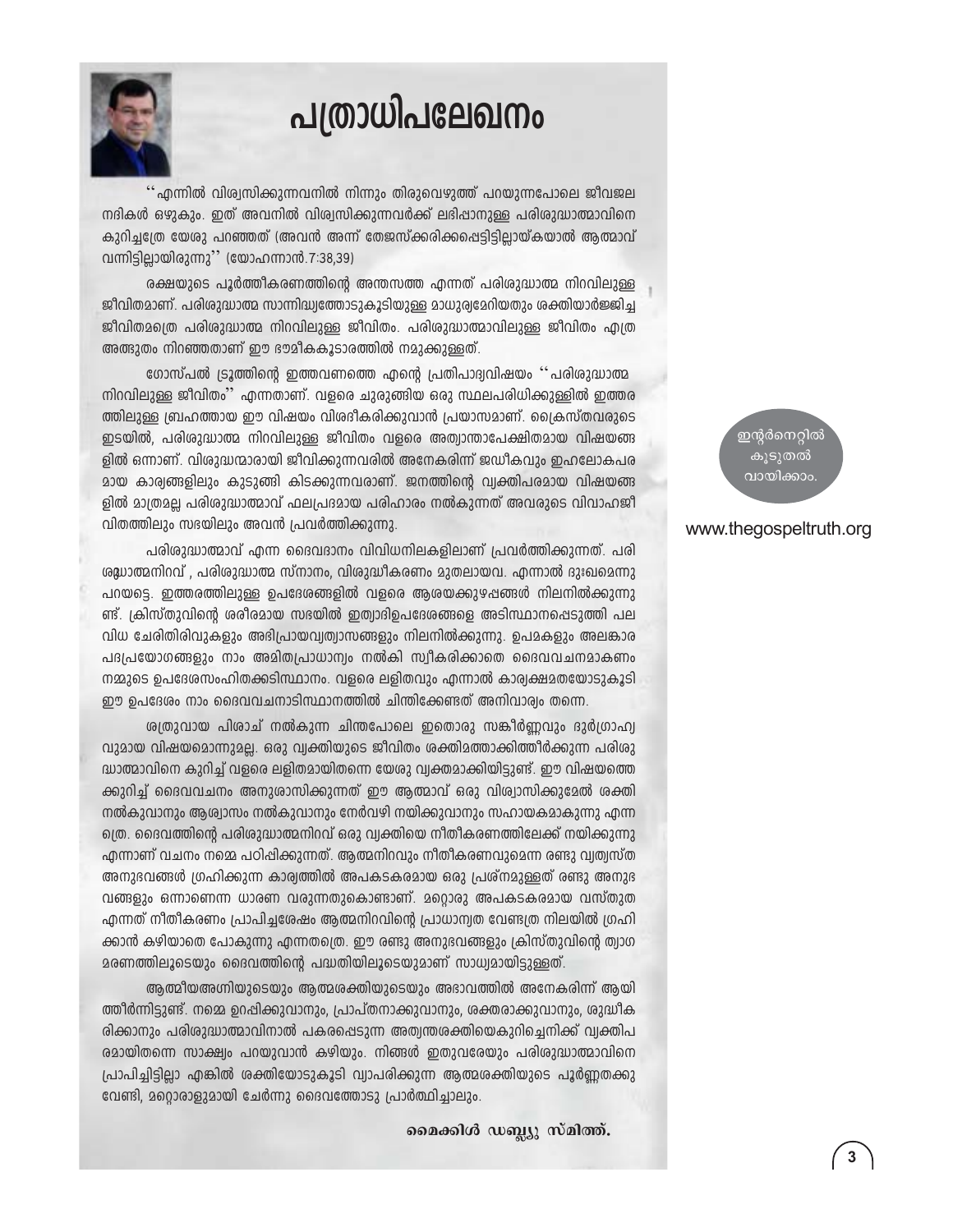# പത്രാധിപലേഖനം

''എന്നിൽ വിശ്വസിക്കുന്നവനിൽ നിന്നും തിരുവെഴുത്ത് പറയുന്നപോലെ ജീവജല നദികൾ ഒഴുകും. ഇത് അവനിൽ വിശ്വസിക്കുന്നവർക്ക് ലഭിപ്പാനുള്ള പരിശുദ്ധാത്മാവിനെ കുറിച്ചത്രേ യേശു പറഞ്ഞത് (അവൻ അന്ന് തേജസ്ക്കരിക്കപ്പെട്ടിട്ടില്ലായ്കയാൽ ആത്മാവ് വന്നിട്ടില്ലായിരുന്നു'' (യോഹന്നാൻ.7:38,39)

രക്ഷയുടെ പൂർത്തീകരണത്തിന്റെ അന്തസത്ത എന്നത് പരിശുദ്ധാത്മ നിറവിലുള്ള ജീവിതമാണ്. പരിശുദ്ധാത്മ സാന്നിദ്ധ്യത്തോടുകൂടിയുള്ള മാധുര്യമേറിയതും ശക്തിയാർജ്ജിച്ച ജീവിതമത്രെ പരിശുദ്ധാത്മ നിറവിലുള്ള ജീവിതം. പരിശുദ്ധാത്മാവിലുള്ള ജീവിതം എത്ര അത്ഭുതം നിറഞ്ഞതാണ് ഈ ഭൗമീകകൂടാരത്തിൽ നമുക്കുള്ളത്.

ഗോസ്പൽ ട്രൂത്തിന്റെ ഇത്തവണത്തെ എന്റെ പ്രതിപാദ്യവിഷയം ''പരിശുദ്ധാത്മ നിറവിലുള്ള ജീവിതം'' എന്നതാണ്. വളരെ ചുരുങ്ങിയ ഒരു സ്ഥലപരിധിക്കുള്ളിൽ ഇത്തരത്തിലുള്ള ബ്രഹത്തായ ഈ വിഷയം വിശദീകരിക്കുവാൻ പ്രയാസമാണ്. ക്രൈസ്തവരുടെ ഇടയിൽ, പരിശുദ്ധാത്മ നിറവിലുള്ള ജീവിതം വളരെ അത്യാന്താപേക്ഷിതമായ വിഷയങ്ങളിൽ ഒന്നാണ്. വിശുദ്ധന്മാരായി ജീവിക്കുന്നവരിൽ അനേകരിന്ന് ജഡീകവും ഇഹലോകപരമായ കാര്യങ്ങളിലും കുടുങ്ങി കിടക്കുന്നവരാണ്. ജനത്തിന്റെ വ്യക്തിപരമായ വിഷയങ്ങളിൽ മാത്രമല്ല പരിശുദ്ധാത്മാവ് ഫലപ്രദമായ പരിഹാരം നൽകുന്നത് അവരുടെ വിവാഹജീവിതത്തിലും സഭയിലും അവൻ പ്രവർത്തിക്കുന്നു.

പരിശുദ്ധാത്മാവ് എന്ന ദൈവദാനം വിവിധനിലകളിലാണ് പ്രവർത്തിക്കുന്നത്. പരിശുദ്ധാത്മനിറവ് , പരിശുദ്ധാത്മ സ്നാനം, വിശുദ്ധീകരണം മുതലായവ. എന്നാൽ ദുഃഖമെന്നു പറയട്ടെ. ഇത്തരത്തിലുള്ള ഉപദേശങ്ങളിൽ വളരെ ആശയക്കുഴപ്പങ്ങൾ നിലനിൽക്കുന്നുണ്ട്. ക്രിസ്തുവിന്റെ ശരീരമായ സഭയിൽ ഇത്യാദിഉപദേശങ്ങളെ അടിസ്ഥാനപ്പെടുത്തി പലവിധ ചേരിതിരിവുകളും അഭിപ്രായവ്യത്യാസങ്ങളും നിലനിൽക്കുന്നു. ഉപമകളും അലങ്കാര പദപ്രയോഗങ്ങളും നാം അമിതപ്രാധാന്യം നൽകി സ്വീകരിക്കാതെ ദൈവവചനമാകണം നമ്മുടെ ഉപദേശസംഹിതക്കടിസ്ഥാനം. വളരെ ലളിതവും എന്നാൽ കാര്യക്ഷമതയോടുകൂടി ഈ ഉപദേശം നാം ദൈവവചനാടിസ്ഥാനത്തിൽ ചിന്തിക്കേണ്ടത് അനിവാര്യം തന്നെ.

ശത്രുവായ പിശാച് നൽകുന്ന ചിന്തപോലെ ഇതൊരു സങ്കീർണ്ണവും ദുർഗ്രാഹ്യവുമായ വിഷയമൊന്നുമല്ല. ഒരു വ്യക്തിയുടെ ജീവിതം ശക്തിമത്താക്കിത്തീർക്കുന്ന പരിശുദ്ധാത്മാവിനെ കുറിച്ച് വളരെ ലളിതമായിതന്നെ യേശു വ്യക്തമാക്കിയിട്ടുണ്ട്. ഈ വിഷയത്തെക്കുറിച്ച് ദൈവവചനം അനുശാസിക്കുന്നത് ഈ ആത്മാവ് ഒരു വിശ്വാസിക്കുമേൽ ശക്തി നൽകുവാനും ആശ്വാസം നൽകുവാനും നേർവഴി നയിക്കുവാനും സഹായകമാകുന്നു എന്നത്രെ. ദൈവത്തിന്റെ പരിശുദ്ധാത്മനിറവ് ഒരു വ്യക്തിയെ നീതീകരണത്തിലേക്ക് നയിക്കുന്നു എന്നാണ് വചനം നമ്മെ പഠിപ്പിക്കുന്നത്. ആത്മനിറവും നീതീകരണവുമെന്ന രണ്ടു വ്യത്യസ്ത അനുഭവങ്ങൾ ഗ്രഹിക്കുന്ന കാര്യത്തിൽ അപകടകരമായ ഒരു പ്രശ്നമുള്ളത് രണ്ടു അനുഭവങ്ങളും ഒന്നാണെന്ന ധാരണ വരുന്നതുകൊണ്ടാണ്. മറ്റൊരു അപകടകരമായ വസ്തുത എന്നത് നീതീകരണം പ്രാപിച്ചശേഷം ആത്മനിറവിന്റെ പ്രാധാന്യത വേണ്ടത്ര നിലയിൽ ഗ്രഹിക്കാൻ കഴിയാതെ പോകുന്നു എന്നതത്രെ. ഈ രണ്ടു അനുഭവങ്ങളും ക്രിസ്തുവിന്റെ ത്യാഗമരണത്തിലൂടെയും ദൈവത്തിന്റെ പദ്ധതിയിലൂടെയുമാണ് സാധ്യമായിട്ടുള്ളത്.

ആത്മീയഅഗ്നിയുടെയും ആത്മശക്തിയുടെയും അഭാവത്തിൽ അനേകരിന്ന് ആയിത്തീർന്നിട്ടുണ്ട്. നമ്മെ ഉറപ്പിക്കുവാനും, പ്രാപ്തനാക്കുവാനും, ശക്തരാക്കുവാനും, ശുദ്ധീകരിക്കാനും പരിശുദ്ധാത്മാവിനാൽ പകരപ്പെടുന്ന അത്യന്തശക്തിയെകുറിച്ചെനിക്ക് വ്യക്തിപരമായിതന്നെ സാക്ഷ്യം പറയുവാൻ കഴിയും. നിങ്ങൾ ഇതുവരേയും പരിശുദ്ധാത്മാവിനെ പ്രാപിച്ചിട്ടില്ലാ എങ്കിൽ ശക്തിയോടുകൂടി വ്യാപരിക്കുന്ന ആത്മശക്തിയുടെ പൂർണ്ണതക്കുവേണ്ടി, മറ്റൊരാളുമായി ചേർന്നു ദൈവത്തോടു പ്രാർത്ഥിച്ചാലും.

**മൈക്കിൾ ഡബ്ല്യു സ്മിത്ത്.**

ഇന്റർനെറ്റിൽ കൂടുതൽ വായിക്കാം.

www.thegospeltruth.org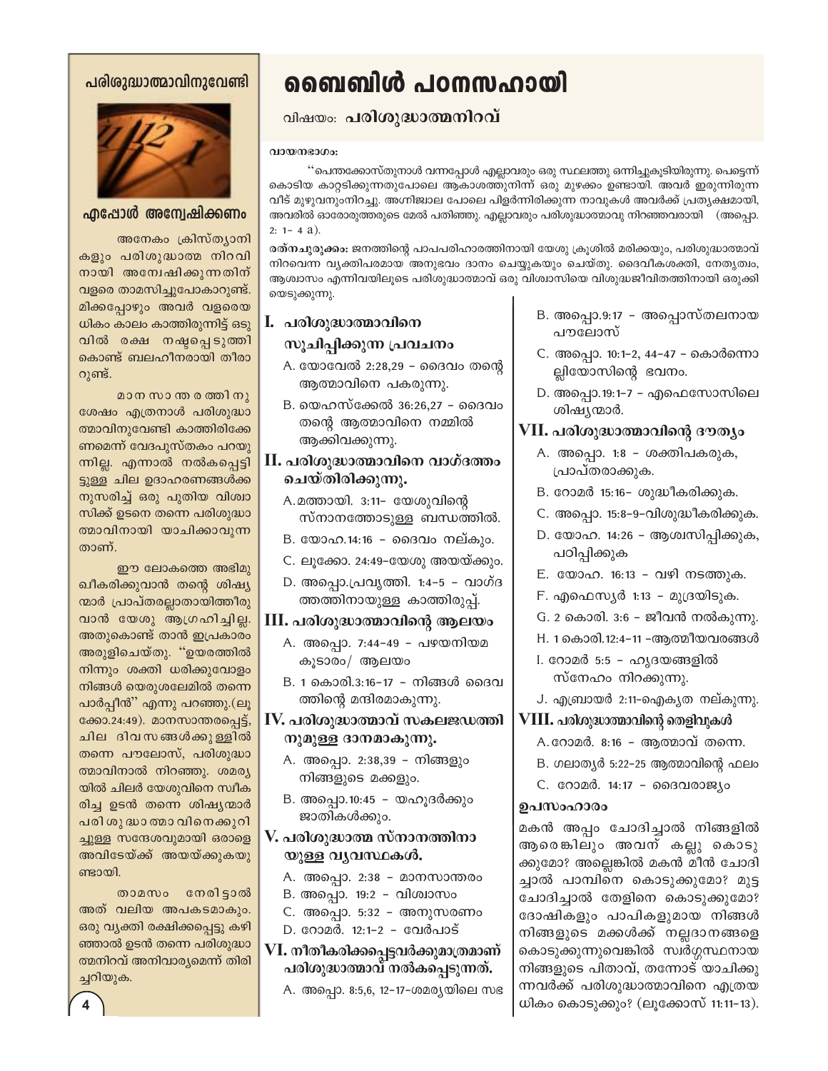# ബൈബിൾ പഠനസഹായി

വിഷയം: **പരിശുദ്ധാത്മനിറവ്**

**വായനഭാഗം:**

''പെന്തക്കോസ്തുനാൾ വന്നപ്പോൾ എല്ലാവരും ഒരു സ്ഥലത്തു ഒന്നിച്ചുകൂടിയിരുന്നു. പെട്ടെന്ന് കൊടിയ കാറ്റടിക്കുന്നതുപോലെ ആകാശത്തുനിന്ന് ഒരു മുഴക്കം ഉണ്ടായി. അവർ ഇരുന്നിരുന്ന വീട് മുഴുവനുംനിറച്ചു. അഗ്നിജ്വാല പോലെ പിളർന്നിരിക്കുന്ന നാവുകൾ അവർക്ക് പ്രത്യക്ഷമായി, അവരിൽ ഓരോരുത്തരുടെ മേൽ പതിഞ്ഞു. എല്ലാവരും പരിശുദ്ധാത്മാവു നിറഞ്ഞവരായി (അപ്പൊ. 2: 1- 4 a).

**രത്നചുരുക്കം:** ജനത്തിന്റെ പാപപരിഹാരത്തിനായി യേശു ക്രൂശിൽ മരിക്കയും, പരിശുദ്ധാത്മാവ് നിറവെന്ന വ്യക്തിപരമായ അനുഭവം ദാനം ചെയ്യുകയും ചെയ്തു. ദൈവീകശക്തി, നേതൃത്വം, ആശ്വാസം എന്നിവയിലൂടെ പരിശുദ്ധാത്മാവ് ഒരു വിശ്വാസിയെ വിശുദ്ധജീവിതത്തിനായി ഒരുക്കിയെടുക്കുന്നു.

## I. പരിശുദ്ധാത്മാവിനെ സൂചിപ്പിക്കുന്ന പ്രവചനം

A. യോവേൽ 2:28,29 – ദൈവം തന്റെ ആത്മാവിനെ പകരുന്നു.

B. യെഹസ്ക്കേൽ 36:26,27 – ദൈവം തന്റെ ആത്മാവിനെ നമ്മിൽ ആക്കിവക്കുന്നു.

## II. പരിശുദ്ധാത്മാവിനെ വാഗ്ദത്തം ചെയ്തിരിക്കുന്നു.

A. മത്തായി. 3:11– യേശുവിന്റെ സ്നാനത്തോടുള്ള ബന്ധത്തിൽ.

B. യോഹ.14:16 – ദൈവം നല്കും.

C. ലൂക്കോ. 24:49–യേശു അയയ്ക്കും.

D. അപ്പൊ.പ്രവൃത്തി. 1:4–5 – വാഗ്ദത്തത്തിനായുള്ള കാത്തിരുപ്പ്.

## III. പരിശുദ്ധാത്മാവിന്റെ ആലയം

A. അപ്പൊ. 7:44–49 – പഴയനിയമ കൂടാരം/ ആലയം

B. 1 കൊരി.3:16–17 – നിങ്ങൾ ദൈവത്തിന്റെ മന്ദിരമാകുന്നു.

## IV. പരിശുദ്ധാത്മാവ് സകലജഢത്തിനുമുള്ള ദാനമാകുന്നു.

A. അപ്പൊ. 2:38,39 – നിങ്ങളും നിങ്ങളുടെ മക്കളും.

B. അപ്പൊ.10:45 – യഹൂദർക്കും ജാതികൾക്കും.

## V. പരിശുദ്ധാത്മ സ്നാനത്തിനായുള്ള വ്യവസ്ഥകൾ.

A. അപ്പൊ. 2:38 – മാനസാന്തരം

B. അപ്പൊ. 19:2 – വിശ്വാസം

C. അപ്പൊ. 5:32 – അനുസരണം

D. റോമർ. 12:1–2 – വേർപാട്

## VI. നീതീകരിക്കപ്പെട്ടവർക്കുമാത്രമാണ് പരിശുദ്ധാത്മാവ് നൽകപ്പെടുന്നത്.

A. അപ്പൊ. 8:5,6, 12–17–ശമര്യയിലെ സഭ

B. അപ്പൊ.9:17 – അപ്പൊസ്തലനായ പൗലോസ്

C. അപ്പൊ. 10:1–2, 44–47 – കൊർന്നൊല്ലിയോസിന്റെ ഭവനം.

D. അപ്പൊ.19:1–7 – എഫെസോസിലെ ശിഷ്യന്മാർ.

## VII. പരിശുദ്ധാത്മാവിന്റെ ദൗത്യം

A. അപ്പൊ. 1:8 – ശക്തിപകരുക, പ്രാപ്തരാക്കുക.

B. റോമർ 15:16– ശുദ്ധീകരിക്കുക.

C. അപ്പൊ. 15:8–9–വിശുദ്ധീകരിക്കുക.

D. യോഹ. 14:26 – ആശ്വസിപ്പിക്കുക, പഠിപ്പിക്കുക

E. യോഹ. 16:13 – വഴി നടത്തുക.

F. എഫെസ്യർ 1:13 – മുദ്രയിടുക.

G. 2 കൊരി. 3:6 – ജീവൻ നൽകുന്നു.

H. 1 കൊരി.12:4–11 –ആത്മീയവരങ്ങൾ

I. റോമർ 5:5 – ഹൃദയങ്ങളിൽ സ്നേഹം നിറക്കുന്നു.

J. എബ്രായർ 2:11–ഐകൃത നല്കുന്നു.

## VIII. പരിശുദ്ധാത്മാവിന്റെ തെളിവുകൾ

A. റോമർ. 8:16 – ആത്മാവ് തന്നെ.

B. ഗലാത്യർ 5:22–25 ആത്മാവിന്റെ ഫലം

C. റോമർ. 14:17 – ദൈവരാജ്യം

### ഉപസംഹാരം

മകൻ അപ്പം ചോദിച്ചാൽ നിങ്ങളിൽ ആരെങ്കിലും അവന് കല്ലു കൊടുക്കുമോ? അല്ലെങ്കിൽ മകൻ മീൻ ചോദിച്ചാൽ പാമ്പിനെ കൊടുക്കുമോ? മുട്ട ചോദിച്ചാൽ തേളിനെ കൊടുക്കുമോ? ദോഷികളും പാപികളുമായ നിങ്ങൾ നിങ്ങളുടെ മക്കൾക്ക് നല്ലദാനങ്ങളെ കൊടുക്കുന്നുവെങ്കിൽ സ്വർഗ്ഗസ്ഥനായ നിങ്ങളുടെ പിതാവ്, തന്നോട് യാചിക്കുന്നവർക്ക് പരിശുദ്ധാത്മാവിനെ എത്രയധികം കൊടുക്കും? (ലൂക്കോസ് 11:11–13).

---

## പരിശുദ്ധാത്മാവിനുവേണ്ടി എപ്പോൾ അന്വേഷിക്കണം

അനേകം ക്രിസ്ത്യാനികളും പരിശുദ്ധാത്മ നിറവിനായി അന്വേഷിക്കുന്നതിന് വളരെ താമസിച്ചുപോകാറുണ്ട്. മിക്കപ്പോഴും അവർ വളരെയധികം കാലം കാത്തിരുന്നിട്ട് ഒടുവിൽ രക്ഷ നഷ്ടപ്പെടുത്തികൊണ്ട് ബലഹീനരായി തീരാറുണ്ട്.

മാനസാന്തരത്തിനു ശേഷം എത്രനാൾ പരിശുദ്ധാത്മാവിനുവേണ്ടി കാത്തിരിക്കേണമെന്ന് വേദപുസ്തകം പറയുന്നില്ല. എന്നാൽ നൽകപ്പെട്ടിട്ടുള്ള ചില ഉദാഹരണങ്ങൾക്കനുസരിച്ച് ഒരു പുതിയ വിശ്വാസിക്ക് ഉടനെ തന്നെ പരിശുദ്ധാത്മാവിനായി യാചിക്കാവുന്നതാണ്.

ഈ ലോകത്തെ അഭിമുഖീകരിക്കുവാൻ തന്റെ ശിഷ്യന്മാർ പ്രാപ്തരല്ലാതായിത്തീരുവാൻ യേശു ആഗ്രഹിച്ചില്ല. അതുകൊണ്ട് താൻ ഇപ്രകാരം അരുളിച്ചെയ്തു. ''ഉയരത്തിൽ നിന്നും ശക്തി ധരിക്കുവോളം നിങ്ങൾ യെരുശലേമിൽ തന്നെ പാർപ്പീൻ'' എന്നു പറഞ്ഞു.(ലൂക്കോ.24:49). മാനസാന്തരപ്പെട്ട്, ചില ദിവസങ്ങൾക്കുള്ളിൽ തന്നെ പൗലോസ്, പരിശുദ്ധാത്മാവിനാൽ നിറഞ്ഞു. ശമര്യയിൽ ചിലർ യേശുവിനെ സ്വീകരിച്ച ഉടൻ തന്നെ ശിഷ്യന്മാർ പരിശുദ്ധാത്മാവിനെക്കുറിച്ചുള്ള സന്ദേശവുമായി ഒരാളെ അവിടേയ്ക്ക് അയയ്ക്കുകയുണ്ടായി.

താമസം നേരിട്ടാൽ അത് വലിയ അപകടമാകും. ഒരു വ്യക്തി രക്ഷിക്കപ്പെട്ടു കഴിഞ്ഞാൽ ഉടൻ തന്നെ പരിശുദ്ധാത്മനിറവ് അനിവാര്യമെന്ന് തിരിച്ചറിയുക.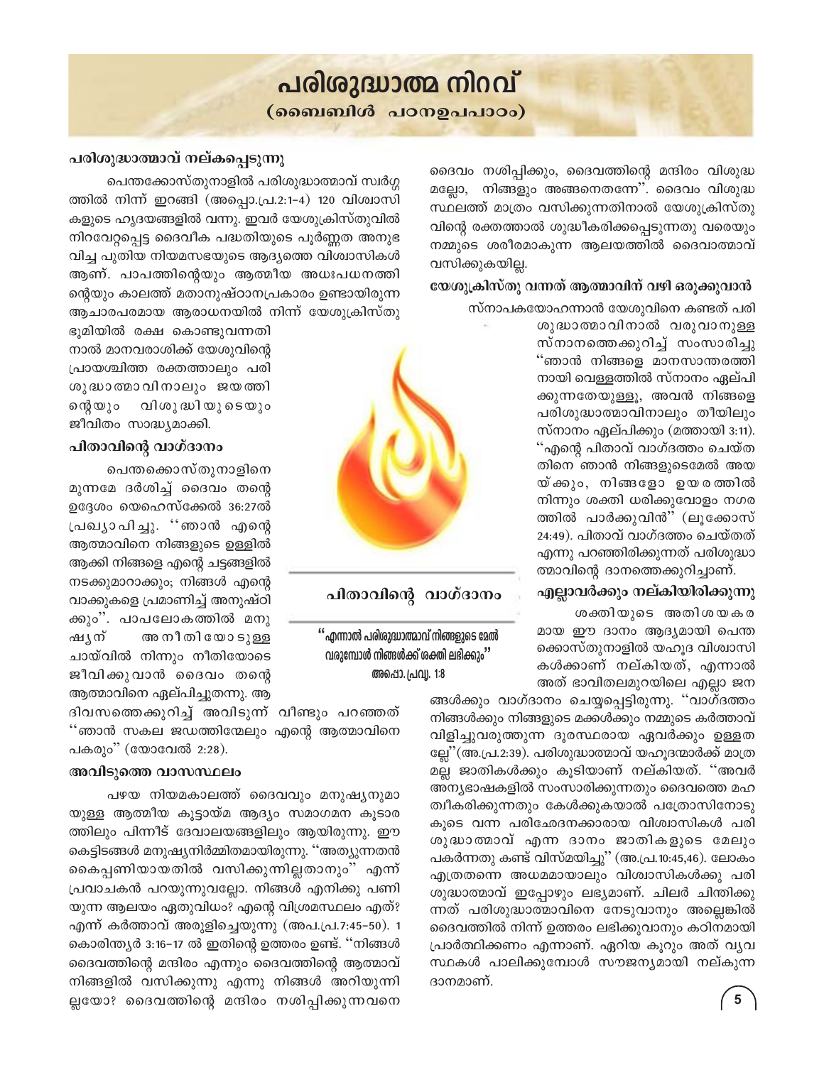# പരിശുദ്ധാത്മ നിറവ്

## (ബൈബിൾ പഠനഉപപാഠം)

### പരിശുദ്ധാത്മാവ് നല്കപ്പെടുന്നു

പെന്തക്കോസ്തുനാളിൽ പരിശുദ്ധാത്മാവ് സ്വർഗ്ഗത്തിൽ നിന്ന് ഇറങ്ങി (അപ്പൊ.പ്ര.2:1–4) 120 വിശ്വാസികളുടെ ഹൃദയങ്ങളിൽ വന്നു. ഇവർ യേശുക്രിസ്തുവിൽ നിറവേറ്റപ്പെട്ട ദൈവീക പദ്ധതിയുടെ പൂർണ്ണത അനുഭവിച്ച പുതിയ നിയമസഭയുടെ ആദ്യത്തെ വിശ്വാസികൾ ആണ്. പാപത്തിന്റെയും ആത്മീയ അധഃപധനത്തിന്റെയും കാലത്ത് മതാനുഷ്ഠാനപ്രകാരം ഉണ്ടായിരുന്ന ആചാരപരമായ ആരാധനയിൽ നിന്ന് യേശുക്രിസ്തു ഭൂമിയിൽ രക്ഷ കൊണ്ടുവന്നതിനാൽ മാനവരാശിക്ക് യേശുവിന്റെ പ്രായശ്ചിത്ത രക്തത്താലും പരിശുദ്ധാത്മാവിനാലും ജയത്തിന്റെയും വിശുദ്ധിയുടെയും ജീവിതം സാദ്ധ്യമാക്കി.

### പിതാവിന്റെ വാഗ്ദാനം

പെന്തക്കൊസ്തുനാളിനെ മുന്നമേ ദർശിച്ച് ദൈവം തന്റെ ഉദ്ദേശം യെഹെസ്ക്കേൽ 36:27ൽ പ്രഖ്യാപിച്ചു. ''ഞാൻ എന്റെ ആത്മാവിനെ നിങ്ങളുടെ ഉള്ളിൽ ആക്കി നിങ്ങളെ എന്റെ ചട്ടങ്ങളിൽ നടക്കുമാറാക്കും; നിങ്ങൾ എന്റെ വാക്കുകളെ പ്രമാണിച്ച് അനുഷ്ഠിക്കും''. പാപലോകത്തിൽ മനുഷ്യന് അനീതിയോടുള്ള ചായ്‌വിൽ നിന്നും നീതിയോടെ ജീവിക്കുവാൻ ദൈവം തന്റെ ആത്മാവിനെ ഏല്പിച്ചുതന്നു. ആ ദിവസത്തെക്കുറിച്ച് അവിടുന്ന് വീണ്ടും പറഞ്ഞത് ''ഞാൻ സകല ജഡത്തിന്മേലും എന്റെ ആത്മാവിനെ പകരും'' (യോവേൽ 2:28).

### അവിടുത്തെ വാസസ്ഥലം

പഴയ നിയമകാലത്ത് ദൈവവും മനുഷ്യനുമായുള്ള ആത്മീയ കൂട്ടായ്മ ആദ്യം സമാഗമന കൂടാരത്തിലും പിന്നീട് ദേവാലയങ്ങളിലും ആയിരുന്നു. ഈ കെട്ടിടങ്ങൾ മനുഷ്യനിർമ്മിതമായിരുന്നു. ''അത്യുന്നതൻ കൈപ്പണിയായതിൽ വസിക്കുന്നില്ലതാനും'' എന്ന് പ്രവാചകൻ പറയുന്നുവല്ലോ. നിങ്ങൾ എനിക്കു പണിയുന്ന ആലയം ഏതുവിധം? എന്റെ വിശ്രമസ്ഥലം എത്? എന്ന് കർത്താവ് അരുളിച്ചെയ്യുന്നു (അപ.പ്ര.7:45–50). 1 കൊരിന്ത്യർ 3:16–17 ൽ ഇതിന്റെ ഉത്തരം ഉണ്ട്. ''നിങ്ങൾ ദൈവത്തിന്റെ മന്ദിരം എന്നും ദൈവത്തിന്റെ ആത്മാവ് നിങ്ങളിൽ വസിക്കുന്നു എന്നു നിങ്ങൾ അറിയുന്നില്ലയോ? ദൈവത്തിന്റെ മന്ദിരം നശിപ്പിക്കുന്നവനെ ദൈവം നശിപ്പിക്കും, ദൈവത്തിന്റെ മന്ദിരം വിശുദ്ധമല്ലോ, നിങ്ങളും അങ്ങനെതന്നേ''. ദൈവം വിശുദ്ധസ്ഥലത്ത് മാത്രം വസിക്കുന്നതിനാൽ യേശുക്രിസ്തുവിന്റെ രക്തത്താൽ ശുദ്ധീകരിക്കപ്പെടുന്നതു വരെയും നമ്മുടെ ശരീരമാകുന്ന ആലയത്തിൽ ദൈവാത്മാവ് വസിക്കുകയില്ല.

### യേശുക്രിസ്തു വന്നത് ആത്മാവിന് വഴി ഒരുക്കുവാൻ

സ്നാപകയോഹന്നാൻ യേശുവിനെ കണ്ടത് പരിശുദ്ധാത്മാവിനാൽ വരുവാനുള്ള സ്നാനത്തെക്കുറിച്ച് സംസാരിച്ചു ''ഞാൻ നിങ്ങളെ മാനസാന്തരത്തിനായി വെള്ളത്തിൽ സ്നാനം ഏല്പിക്കുന്നതേയുള്ളൂ, അവൻ നിങ്ങളെ പരിശുദ്ധാത്മാവിനാലും തീയിലും സ്നാനം ഏല്പിക്കും (മത്തായി 3:11). ''എന്റെ പിതാവ് വാഗ്ദത്തം ചെയ്തതിനെ ഞാൻ നിങ്ങളുടെമേൽ അയയ്ക്കും, നിങ്ങളോ ഉയരത്തിൽ നിന്നും ശക്തി ധരിക്കുവോളം നഗരത്തിൽ പാർക്കുവിൻ'' (ലൂക്കോസ് 24:49). പിതാവ് വാഗ്ദത്തം ചെയ്തത് എന്നു പറഞ്ഞിരിക്കുന്നത് പരിശുദ്ധാത്മാവിന്റെ ദാനത്തെക്കുറിച്ചാണ്.

> **പിതാവിന്റെ വാഗ്ദാനം**
>
> **''എന്നാൽ പരിശുദ്ധാത്മാവ് നിങ്ങളുടെ മേൽ വരുമ്പോൾ നിങ്ങൾക്ക് ശക്തി ലഭിക്കും''**
> **അപ്പൊ. പ്രവൃ. 1:8**

### എല്ലാവർക്കും നല്കിയിരിക്കുന്നു

ശക്തിയുടെ അതിശയകരമായ ഈ ദാനം ആദ്യമായി പെന്തക്കൊസ്തുനാളിൽ യഹൂദ വിശ്വാസികൾക്കാണ് നല്കിയത്, എന്നാൽ അത് ഭാവിതലമുറയിലെ എല്ലാ ജനങ്ങൾക്കും വാഗ്ദാനം ചെയ്യപ്പെട്ടിരുന്നു. ''വാഗ്ദത്തം നിങ്ങൾക്കും നിങ്ങളുടെ മക്കൾക്കും നമ്മുടെ കർത്താവ് വിളിച്ചുവരുത്തുന്ന ദൂരസ്ഥരായ ഏവർക്കും ഉള്ളതല്ലേ''(അ.പ്ര.2:39). പരിശുദ്ധാത്മാവ് യഹൂദന്മാർക്ക് മാത്രമല്ല ജാതികൾക്കും കൂടിയാണ് നല്കിയത്. ''അവർ അന്യഭാഷകളിൽ സംസാരിക്കുന്നതും ദൈവത്തെ മഹത്വീകരിക്കുന്നതും കേൾക്കുകയാൽ പത്രോസിനോടുകൂടെ വന്ന പരിഛേദനക്കാരായ വിശ്വാസികൾ പരിശുദ്ധാത്മാവ് എന്ന ദാനം ജാതികളുടെ മേലും പകർന്നതു കണ്ട് വിസ്മയിച്ചു'' (അ.പ്ര.10:45,46). ലോകം എത്രതന്നെ അധമമായാലും വിശ്വാസികൾക്കു പരിശുദ്ധാത്മാവ് ഇപ്പോഴും ലഭ്യമാണ്. ചിലർ ചിന്തിക്കുന്നത് പരിശുദ്ധാത്മാവിനെ നേടുവാനും അല്ലെങ്കിൽ ദൈവത്തിൽ നിന്ന് ഉത്തരം ലഭിക്കുവാനും കഠിനമായി പ്രാർത്ഥിക്കണം എന്നാണ്. ഏറിയ കൂറും അത് വ്യവസ്ഥകൾ പാലിക്കുമ്പോൾ സൗജന്യമായി നല്കുന്ന ദാനമാണ്.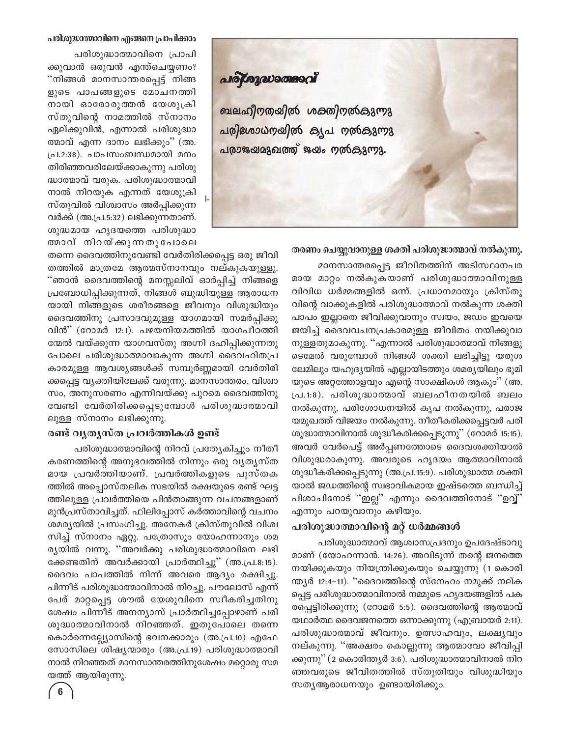**പരിശുദ്ധാത്മാവ്**

**ബലഹീനതയിൽ ശക്തിനൽകുന്നു**
**പരിശോധനയിൽ കൃപ നൽകുന്നു**
**പരാജയമുഖത്ത് ജയം നൽകുന്നു.**

### പരിശുദ്ധാത്മാവിനെ എങ്ങനെ പ്രാപിക്കാം

പരിശുദ്ധാത്മാവിനെ പ്രാപിക്കുവാൻ ഒരുവൻ എന്തുചെയ്യണം? "നിങ്ങൾ മാനസാന്തരപ്പെട്ട് നിങ്ങളുടെ പാപങ്ങളുടെ മോചനത്തിനായി ഓരോരുത്തൻ യേശുക്രിസ്തുവിന്റെ നാമത്തിൽ സ്നാനം ഏല്ക്കുവിൻ, എന്നാൽ പരിശുദ്ധാത്മാവ് എന്ന ദാനം ലഭിക്കും" (അ.പ്ര.2:38). പാപസംബന്ധമായി മനം തിരിഞ്ഞവരിലേയ്ക്കാകുന്നു പരിശുദ്ധാത്മാവ് വരുക. പരിശുദ്ധാത്മാവിനാൽ നിറയുക എന്നത് യേശുക്രിസ്തുവിൽ വിശ്വാസം അർപ്പിക്കുന്നവർക്ക് (അ.പ്ര.5:32) ലഭിക്കുന്നതാണ്. ശുദ്ധമായ ഹൃദയത്തെ പരിശുദ്ധാത്മാവ് നിറയ്ക്കുന്നതുപോലെ തന്നെ ദൈവത്തിനുവേണ്ടി വേർതിരിക്കപ്പെട്ട ഒരു ജീവിതത്തിൽ മാത്രമേ ആത്മസ്നാനവും നല്കുകയുള്ളൂ. "ഞാൻ ദൈവത്തിന്റെ മനസ്സലിവ് ഓർപ്പിച്ച് നിങ്ങളെ പ്രബോധിപ്പിക്കുന്നത്, നിങ്ങൾ ബുദ്ധിയുള്ള ആരാധനയായി നിങ്ങളുടെ ശരീരങ്ങളെ ജീവനും വിശുദ്ധിയും ദൈവത്തിനു പ്രസാദവുമുള്ള യാഗമായി സമർപ്പിക്കുവിൻ" (റോമർ 12:1). പഴയനിയമത്തിൽ യാഗപീഠത്തിന്മേൽ വയ്ക്കുന്ന യാഗവസ്തു അഗ്നി ദഹിപ്പിക്കുന്നതുപോലെ പരിശുദ്ധാത്മാവാകുന്ന അഗ്നി ദൈവഹിതപ്രകാരമുള്ള ആവശ്യങ്ങൾക്ക് സമ്പൂർണ്ണമായി വേർതിരിക്കപ്പെട്ട വ്യക്തിയിലേക്ക് വരുന്നു. മാനസാന്തരം, വിശ്വാസം, അനുസരണം എന്നിവയ്ക്കു പുറമെ ദൈവത്തിനു വേണ്ടി വേർതിരിക്കപ്പെടുമ്പോൾ പരിശുദ്ധാത്മാവിലുള്ള സ്നാനം ലഭിക്കുന്നു.

### രണ്ട് വ്യത്യസ്ത പ്രവർത്തികൾ ഉണ്ട്

പരിശുദ്ധാത്മാവിന്റെ നിറവ് പ്രത്യേകിച്ചും നീതീകരണത്തിന്റെ അനുഭവത്തിൽ നിന്നും ഒരു വ്യത്യസ്തമായ പ്രവർത്തിയാണ്. പ്രവർത്തികളുടെ പുസ്തകത്തിൽ അപ്പൊസ്തലിക സഭയിൽ രക്ഷയുടെ രണ്ട് ഘട്ടത്തിലുള്ള പ്രവർത്തിയെ പിൻതാങ്ങുന്ന വചനങ്ങളാണ് മുൻപ്രസ്താവിച്ചത്. ഫിലിപ്പോസ് കർത്താവിന്റെ വചനം ശമര്യയിൽ പ്രസംഗിച്ചു. അനേകർ ക്രിസ്തുവിൽ വിശ്വസിച്ച് സ്നാനം ഏറ്റു. പത്രോസും യോഹന്നാനും ശമര്യയിൽ വന്നു. "അവർക്കു പരിശുദ്ധാത്മാവിനെ ലഭിക്കേണ്ടതിന് അവർക്കായി പ്രാർത്ഥിച്ചു" (അ.പ്ര.8:15). ദൈവം പാപത്തിൽ നിന്ന് അവരെ ആദ്യം രക്ഷിച്ചു. പിന്നീട് പരിശുദ്ധാത്മാവിനാൽ നിറച്ചു. പൗലോസ് എന്ന് പേര് മാറ്റപ്പെട്ട ശൗൽ യേശുവിനെ സ്വീകരിച്ചതിനു ശേഷം പിന്നീട് അനന്യാസ് പ്രാർത്ഥിച്ചപ്പോഴാണ് പരിശുദ്ധാത്മാവിനാൽ നിറഞ്ഞത്. ഇതുപോലെ തന്നെ കൊർന്നെല്ല്യോസിന്റെ ഭവനക്കാരും (അ.പ്ര.10) എഫേസോസിലെ ശിഷ്യന്മാരും (അ.പ്ര.19) പരിശുദ്ധാത്മാവിനാൽ നിറഞ്ഞത് മാനസാന്തരത്തിനുശേഷം മറ്റൊരു സമയത്ത് ആയിരുന്നു.

### തരണം ചെയ്യുവാനുള്ള ശക്തി പരിശുദ്ധാത്മാവ് നൽകുന്നു.

മാനസാന്തരപ്പെട്ട ജീവിതത്തിന് അടിസ്ഥാനപരമായ മാറ്റം നൽകുകയാണ് പരിശുദ്ധാത്മാവിനുള്ള വിവിധ ധർമ്മങ്ങളിൽ ഒന്ന്. പ്രധാനമായും ക്രിസ്തുവിന്റെ വാക്കുകളിൽ പരിശുദ്ധാത്മാവ് നൽകുന്ന ശക്തി പാപം ഇല്ലാതെ ജീവിക്കുവാനും സ്വയം, ജഡം ഇവയെ ജയിച്ച് ദൈവവചനപ്രകാരമുള്ള ജീവിതം നയിക്കുവാനുള്ളതുമാകുന്നു. "എന്നാൽ പരിശുദ്ധാത്മാവ് നിങ്ങളുടെമേൽ വരുമ്പോൾ നിങ്ങൾ ശക്തി ലഭിച്ചിട്ടു യരുശലേമിലും യഹൂദ്യയിൽ എല്ലായിടത്തും ശമര്യയിലും ഭൂമിയുടെ അറ്റത്തോളവും എന്റെ സാക്ഷികൾ ആകും" (അ.പ്ര.1:8). പരിശുദ്ധാത്മാവ് ബലഹീനതയിൽ ബലം നൽകുന്നു, പരിശോധനയിൽ കൃപ നൽകുന്നു, പരാജയമുഖത്ത് വിജയം നൽകുന്നു. നീതീകരിക്കപ്പെട്ടവർ പരിശുദ്ധാത്മാവിനാൽ ശുദ്ധീകരിക്കപ്പെടുന്നു" (റോമർ 15:15). അവർ വേർപെട്ട് അർപ്പണത്തോടെ ദൈവശക്തിയാൽ വിശുദ്ധരാകുന്നു. അവരുടെ ഹൃദയം ആത്മാവിനാൽ ശുദ്ധീകരിക്കപ്പെടുന്നു (അ.പ്ര.15:9). പരിശുദ്ധാത്മ ശക്തിയാൽ ജഡത്തിന്റെ സ്വാഭാവികമായ ഇഷ്ടത്തെ ബന്ധിച്ച് പിശാചിനോട് "ഇല്ല" എന്നും ദൈവത്തിനോട് "ഉവ്വ്" എന്നും പറയുവാനും കഴിയും.

### പരിശുദ്ധാത്മാവിന്റെ മറ്റ് ധർമ്മങ്ങൾ

പരിശുദ്ധാത്മാവ് ആശ്വാസപ്രദനും ഉപദേഷ്ടാവുമാണ് (യോഹന്നാൻ. 14:26). അവിടുന്ന് തന്റെ ജനത്തെ നയിക്കുകയും നിയന്ത്രിക്കുകയും ചെയ്യുന്നു (1 കൊരിന്ത്യർ 12:4-11). "ദൈവത്തിന്റെ സ്നേഹം നമുക്ക് നല്കപ്പെട്ട പരിശുദ്ധാത്മാവിനാൽ നമ്മുടെ ഹൃദയങ്ങളിൽ പകരപ്പെട്ടിരിക്കുന്നു (റോമർ 5:5). ദൈവത്തിന്റെ ആത്മാവ് യഥാർത്ഥ ദൈവജനത്തെ ഒന്നാക്കുന്നു (എബ്രായർ 2:11). പരിശുദ്ധാത്മാവ് ജീവനും, ഉത്സാഹവും, ലക്ഷ്യവും നല്കുന്നു. "അക്ഷരം കൊല്ലുന്നു ആത്മാവോ ജീവിപ്പിക്കുന്നു" (2 കൊരിന്ത്യർ 3:6). പരിശുദ്ധാത്മാവിനാൽ നിറഞ്ഞവരുടെ ജീവിതത്തിൽ സ്തുതിയും വിശുദ്ധിയും സത്യആരാധനയും ഉണ്ടായിരിക്കും.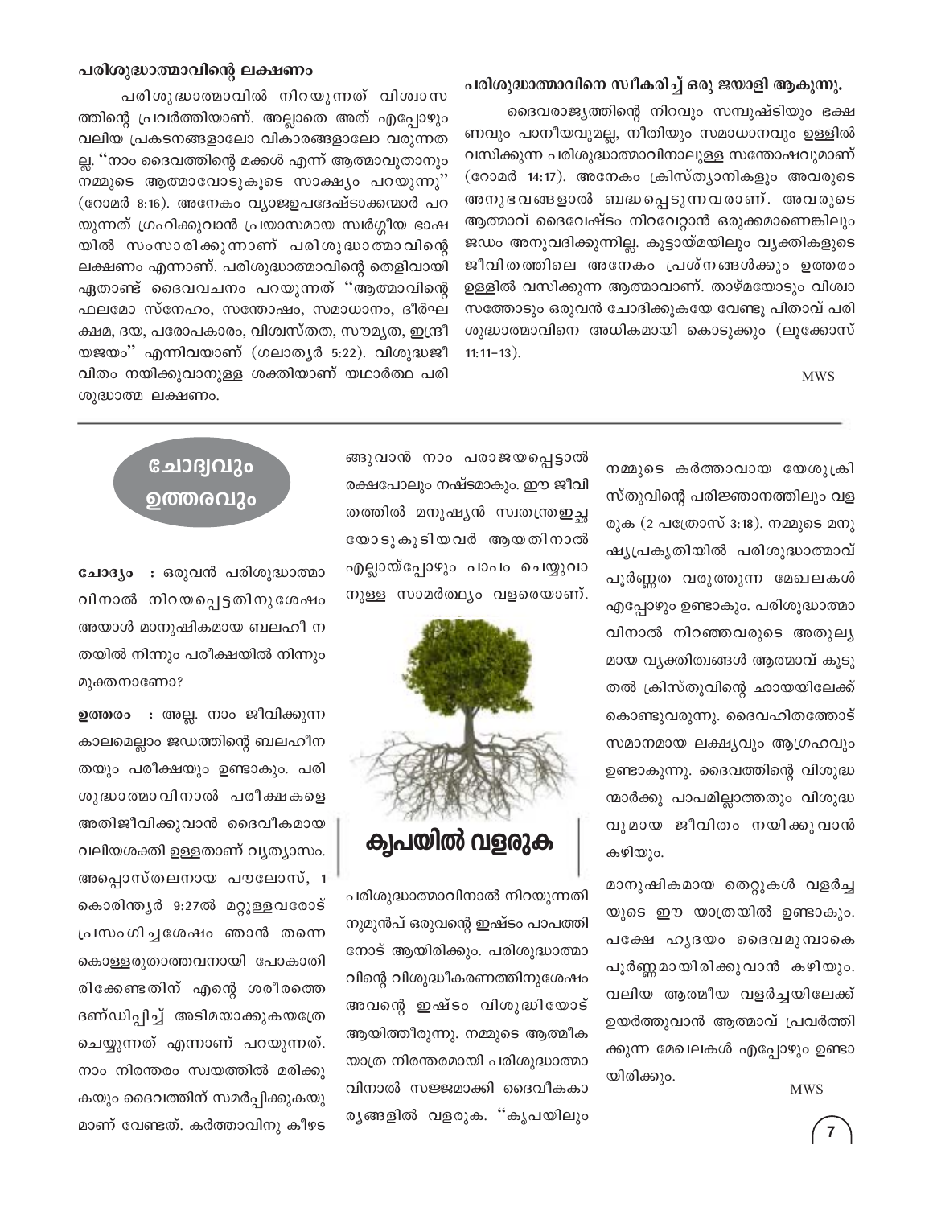### പരിശുദ്ധാത്മാവിന്റെ ലക്ഷണം

പരിശുദ്ധാത്മാവിൽ നിറയുന്നത് വിശ്വാസത്തിന്റെ പ്രവർത്തിയാണ്. അല്ലാതെ അത് എപ്പോഴും വലിയ പ്രകടനങ്ങളാലോ വികാരങ്ങളാലോ വരുന്നതല്ല. "നാം ദൈവത്തിന്റെ മക്കൾ എന്ന് ആത്മാവുതാനും നമ്മുടെ ആത്മാവോടുകൂടെ സാക്ഷ്യം പറയുന്നു" (റോമർ 8:16). അനേകം വ്യാജഉപദേഷ്ടാക്കന്മാർ പറയുന്നത് ഗ്രഹിക്കുവാൻ പ്രയാസമായ സ്വർഗ്ഗീയ ഭാഷയിൽ സംസാരിക്കുന്നാണ് പരിശുദ്ധാത്മാവിന്റെ ലക്ഷണം എന്നാണ്. പരിശുദ്ധാത്മാവിന്റെ തെളിവായി ഏതാണ്ട് ദൈവവചനം പറയുന്നത് "ആത്മാവിന്റെ ഫലമോ സ്നേഹം, സന്തോഷം, സമാധാനം, ദീർഘക്ഷമ, ദയ, പരോപകാരം, വിശ്വസ്തത, സൗമ്യത, ഇന്ദ്രിയജയം" എന്നിവയാണ് (ഗലാത്യർ 5:22). വിശുദ്ധജീവിതം നയിക്കുവാനുള്ള ശക്തിയാണ് യഥാർത്ഥ പരിശുദ്ധാത്മ ലക്ഷണം.

### പരിശുദ്ധാത്മാവിനെ സ്വീകരിച്ച് ഒരു ജയാളി ആകുന്നു.

ദൈവരാജ്യത്തിന്റെ നിറവും സമ്പുഷ്ടിയും ഭക്ഷണവും പാനീയവുമല്ല, നീതിയും സമാധാനവും ഉള്ളിൽ വസിക്കുന്ന പരിശുദ്ധാത്മാവിനാലുള്ള സന്തോഷവുമാണ് (റോമർ 14:17). അനേകം ക്രിസ്ത്യാനികളും അവരുടെ അനുഭവങ്ങളാൽ ബദ്ധപ്പെടുന്നവരാണ്. അവരുടെ ആത്മാവ് ദൈവേഷ്ടം നിറവേറ്റാൻ ഒരുക്കമാണെങ്കിലും ജഡം അനുവദിക്കുന്നില്ല. കൂട്ടായ്മയിലും വ്യക്തികളുടെ ജീവിതത്തിലെ അനേകം പ്രശ്നങ്ങൾക്കും ഉത്തരം ഉള്ളിൽ വസിക്കുന്ന ആത്മാവാണ്. താഴ്മയോടും വിശ്വാസത്തോടും ഒരുവൻ ചോദിക്കുകയേ വേണ്ടൂ പിതാവ് പരിശുദ്ധാത്മാവിനെ അധികമായി കൊടുക്കും (ലൂക്കോസ് 11:11-13).

MWS

---

## ചോദ്യവും ഉത്തരവും

**ചോദ്യം** : ഒരുവൻ പരിശുദ്ധാത്മാവിനാൽ നിറയപ്പെട്ടതിനുശേഷം അയാൾ മാനുഷികമായ ബലഹീനതയിൽ നിന്നും പരീക്ഷയിൽ നിന്നും മുക്തനാണോ?

**ഉത്തരം** : അല്ല. നാം ജീവിക്കുന്ന കാലമെല്ലാം ജഡത്തിന്റെ ബലഹീനതയും പരീക്ഷയും ഉണ്ടാകും. പരിശുദ്ധാത്മാവിനാൽ പരീക്ഷകളെ അതിജീവിക്കുവാൻ ദൈവീകമായ വലിയശക്തി ഉള്ളതാണ് വ്യത്യാസം. അപ്പൊസ്തലനായ പൗലോസ്, 1 കൊരിന്ത്യർ 9:27ൽ മറ്റുള്ളവരോട് പ്രസംഗിച്ചശേഷം ഞാൻ തന്നെ കൊള്ളരുതാത്തവനായി പോകാതിരിക്കേണ്ടതിന് എന്റെ ശരീരത്തെ ദണ്ഡിപ്പിച്ച് അടിമയാക്കുകയത്രേ ചെയ്യുന്നത് എന്നാണ് പറയുന്നത്. നാം നിരന്തരം സ്വയത്തിൽ മരിക്കുകയും ദൈവത്തിന് സമർപ്പിക്കുകയുമാണ് വേണ്ടത്. കർത്താവിനു കീഴടങ്ങുവാൻ നാം പരാജയപ്പെട്ടാൽ രക്ഷപോലും നഷ്ടമാകും. ഈ ജീവിതത്തിൽ മനുഷ്യൻ സ്വതന്ത്രഇച്ഛയോടുകൂടിയവർ ആയതിനാൽ എല്ലായ്പ്പോഴും പാപം ചെയ്യുവാനുള്ള സാമർത്ഥ്യം വളരെയാണ്.

## കൃപയിൽ വളരുക

പരിശുദ്ധാത്മാവിനാൽ നിറയുന്നതിനുമുൻപ് ഒരുവന്റെ ഇഷ്ടം പാപത്തിനോട് ആയിരിക്കും. പരിശുദ്ധാത്മാവിന്റെ വിശുദ്ധീകരണത്തിനുശേഷം അവന്റെ ഇഷ്ടം വിശുദ്ധിയോട് ആയിത്തീരുന്നു. നമ്മുടെ ആത്മീക യാത്ര നിരന്തരമായി പരിശുദ്ധാത്മാവിനാൽ സജ്ജമാക്കി ദൈവീകകാര്യങ്ങളിൽ വളരുക. "കൃപയിലും നമ്മുടെ കർത്താവായ യേശുക്രിസ്തുവിന്റെ പരിജ്ഞാനത്തിലും വളരുക (2 പത്രോസ് 3:18). നമ്മുടെ മനുഷ്യപ്രകൃതിയിൽ പരിശുദ്ധാത്മാവ് പൂർണ്ണത വരുത്തുന്ന മേഖലകൾ എപ്പോഴും ഉണ്ടാകും. പരിശുദ്ധാത്മാവിനാൽ നിറഞ്ഞവരുടെ അതുല്യമായ വ്യക്തിത്വങ്ങൾ ആത്മാവ് കൂടുതൽ ക്രിസ്തുവിന്റെ ഛായയിലേക്ക് കൊണ്ടുവരുന്നു. ദൈവഹിതത്തോട് സമാനമായ ലക്ഷ്യവും ആഗ്രഹവും ഉണ്ടാകുന്നു. ദൈവത്തിന്റെ വിശുദ്ധന്മാർക്കു പാപമില്ലാത്തതും വിശുദ്ധവുമായ ജീവിതം നയിക്കുവാൻ കഴിയും.

മാനുഷികമായ തെറ്റുകൾ വളർച്ചയുടെ ഈ യാത്രയിൽ ഉണ്ടാകും. പക്ഷേ ഹൃദയം ദൈവമുമ്പാകെ പൂർണ്ണമായിരിക്കുവാൻ കഴിയും. വലിയ ആത്മീയ വളർച്ചയിലേക്ക് ഉയർത്തുവാൻ ആത്മാവ് പ്രവർത്തിക്കുന്ന മേഖലകൾ എപ്പോഴും ഉണ്ടായിരിക്കും.

MWS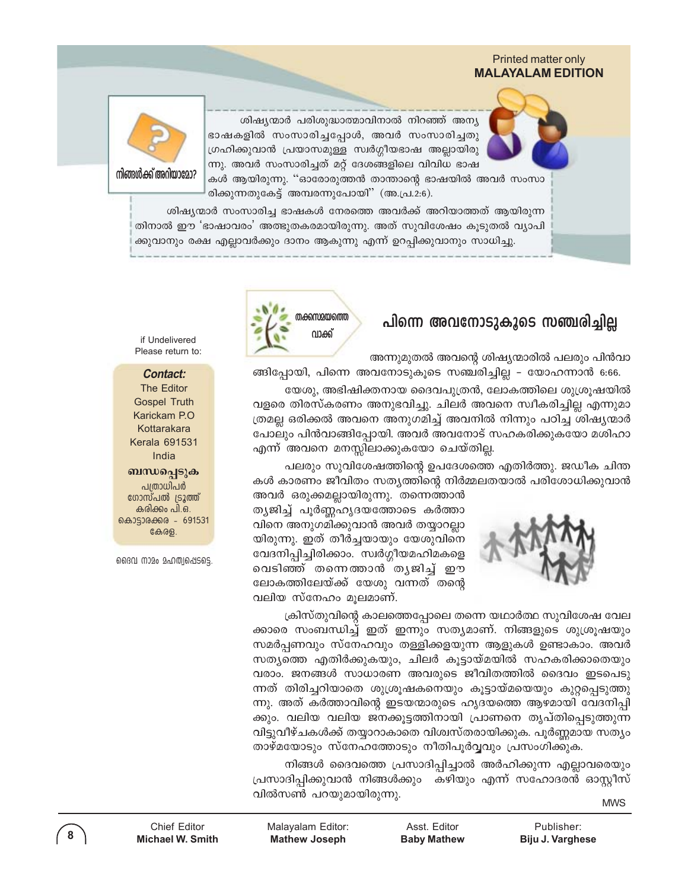Printed matter only
**MALAYALAM EDITION**

**നിങ്ങൾക്ക് അറിയാമോ?**

ശിഷ്യന്മാർ പരിശുദ്ധാത്മാവിനാൽ നിറഞ്ഞ് അന്യ ഭാഷകളിൽ സംസാരിച്ചപ്പോൾ, അവർ സംസാരിച്ചതു ഗ്രഹിക്കുവാൻ പ്രയാസമുള്ള സ്വർഗ്ഗീയഭാഷ അല്ലായിരുന്നു. അവർ സംസാരിച്ചത് മറ്റ് ദേശങ്ങളിലെ വിവിധ ഭാഷകൾ ആയിരുന്നു. "ഓരോരുത്തൻ താന്താന്റെ ഭാഷയിൽ അവർ സംസാരിക്കുന്നതുകേട്ട് അമ്പരന്നുപോയി" (അ.പ്ര.2:6).

ശിഷ്യന്മാർ സംസാരിച്ച ഭാഷകൾ നേരത്തെ അവർക്ക് അറിയാത്തത് ആയിരുന്നതിനാൽ ഈ 'ഭാഷാവരം' അത്ഭുതകരമായിരുന്നു. അത് സുവിശേഷം കൂടുതൽ വ്യാപിക്കുവാനും രക്ഷ എല്ലാവർക്കും ദാനം ആകുന്നു എന്ന് ഉറപ്പിക്കുവാനും സാധിച്ചു.

**തക്കസമയത്തെ വാക്ക്**

## പിന്നെ അവനോടുകൂടെ സഞ്ചരിച്ചില്ല

അന്നുമുതൽ അവന്റെ ശിഷ്യന്മാരിൽ പലരും പിൻവാങ്ങിപ്പോയി, പിന്നെ അവനോടുകൂടെ സഞ്ചരിച്ചില്ല - യോഹന്നാൻ 6:66.

യേശു, അഭിഷിക്തനായ ദൈവപുത്രൻ, ലോകത്തിലെ ശുശ്രൂഷയിൽ വളരെ തിരസ്കരണം അനുഭവിച്ചു. ചിലർ അവനെ സ്വീകരിച്ചില്ല എന്നുമാത്രമല്ല ഒരിക്കൽ അവനെ അനുഗമിച്ച് അവനിൽ നിന്നും പഠിച്ച ശിഷ്യന്മാർ പോലും പിൻവാങ്ങിപ്പോയി. അവർ അവനോട് സഹകരിക്കുകയോ മശിഹാ എന്ന് അവനെ മനസ്സിലാക്കുകയോ ചെയ്തില്ല.

പലരും സുവിശേഷത്തിന്റെ ഉപദേശത്തെ എതിർത്തു. ജഡീക ചിന്തകൾ കാരണം ജീവിതം സത്യത്തിന്റെ നിർമ്മലതയാൽ പരിശോധിക്കുവാൻ അവർ ഒരുക്കമല്ലായിരുന്നു. തന്നെത്താൻ ത്യജിച്ച് പൂർണ്ണഹൃദയത്തോടെ കർത്താവിനെ അനുഗമിക്കുവാൻ അവർ തയ്യാറല്ലായിരുന്നു. ഇത് തീർച്ചയായും യേശുവിനെ വേദനിപ്പിച്ചിരിക്കാം. സ്വർഗ്ഗീയമഹിമകളെ വെടിഞ്ഞ് തന്നെത്താൻ ത്യജിച്ച് ഈ ലോകത്തിലേയ്ക്ക് യേശു വന്നത് തന്റെ വലിയ സ്നേഹം മൂലമാണ്.

ക്രിസ്തുവിന്റെ കാലത്തെപ്പോലെ തന്നെ യഥാർത്ഥ സുവിശേഷ വേലക്കാരെ സംബന്ധിച്ച് ഇത് ഇന്നും സത്യമാണ്. നിങ്ങളുടെ ശുശ്രൂഷയും സമർപ്പണവും സ്നേഹവും തള്ളിക്കളയുന്ന ആളുകൾ ഉണ്ടാകാം. അവർ സത്യത്തെ എതിർക്കുകയും, ചിലർ കൂട്ടായ്മയിൽ സഹകരിക്കാതെയും വരാം. ജനങ്ങൾ സാധാരണ അവരുടെ ജീവിതത്തിൽ ദൈവം ഇടപെടുന്നത് തിരിച്ചറിയാതെ ശുശ്രൂഷകനെയും കൂട്ടായ്മയെയും കുറ്റപ്പെടുത്തുന്നു. അത് കർത്താവിന്റെ ഇടയന്മാരുടെ ഹൃദയത്തെ ആഴമായി വേദനിപ്പിക്കും. വലിയ വലിയ ജനക്കൂട്ടത്തിനായി പ്രാണനെ തൃപ്തിപ്പെടുത്തുന്ന വിട്ടുവീഴ്ചകൾക്ക് തയ്യാറാകാതെ വിശ്വസ്തരായിരിക്കുക. പൂർണ്ണമായ സത്യം താഴ്മയോടും സ്നേഹത്തോടും നീതിപൂർവ്വവും പ്രസംഗിക്കുക.

നിങ്ങൾ ദൈവത്തെ പ്രസാദിപ്പിച്ചാൽ അർഹിക്കുന്ന എല്ലാവരെയും പ്രസാദിപ്പിക്കുവാൻ നിങ്ങൾക്കും കഴിയും എന്ന് സഹോദരൻ ഓസ്റ്റീസ് വിൽസൺ പറയുമായിരുന്നു.

MWS

if Undelivered
Please return to:

**Contact:**
The Editor
Gospel Truth
Karickam P.O
Kottarakara
Kerala 691531
India

**ബന്ധപ്പെടുക**
പത്രാധിപർ
ഗോസ്പൽ ട്രൂത്ത്
കരിക്കം പി.ഒ.
കൊട്ടാരക്കര - 691531
കേരള.

ദൈവ നാമം മഹത്വപ്പെടട്ടെ.

Chief Editor: **Michael W. Smith**
Malayalam Editor: **Mathew Joseph**
Asst. Editor: **Baby Mathew**
Publisher: **Biju J. Varghese**